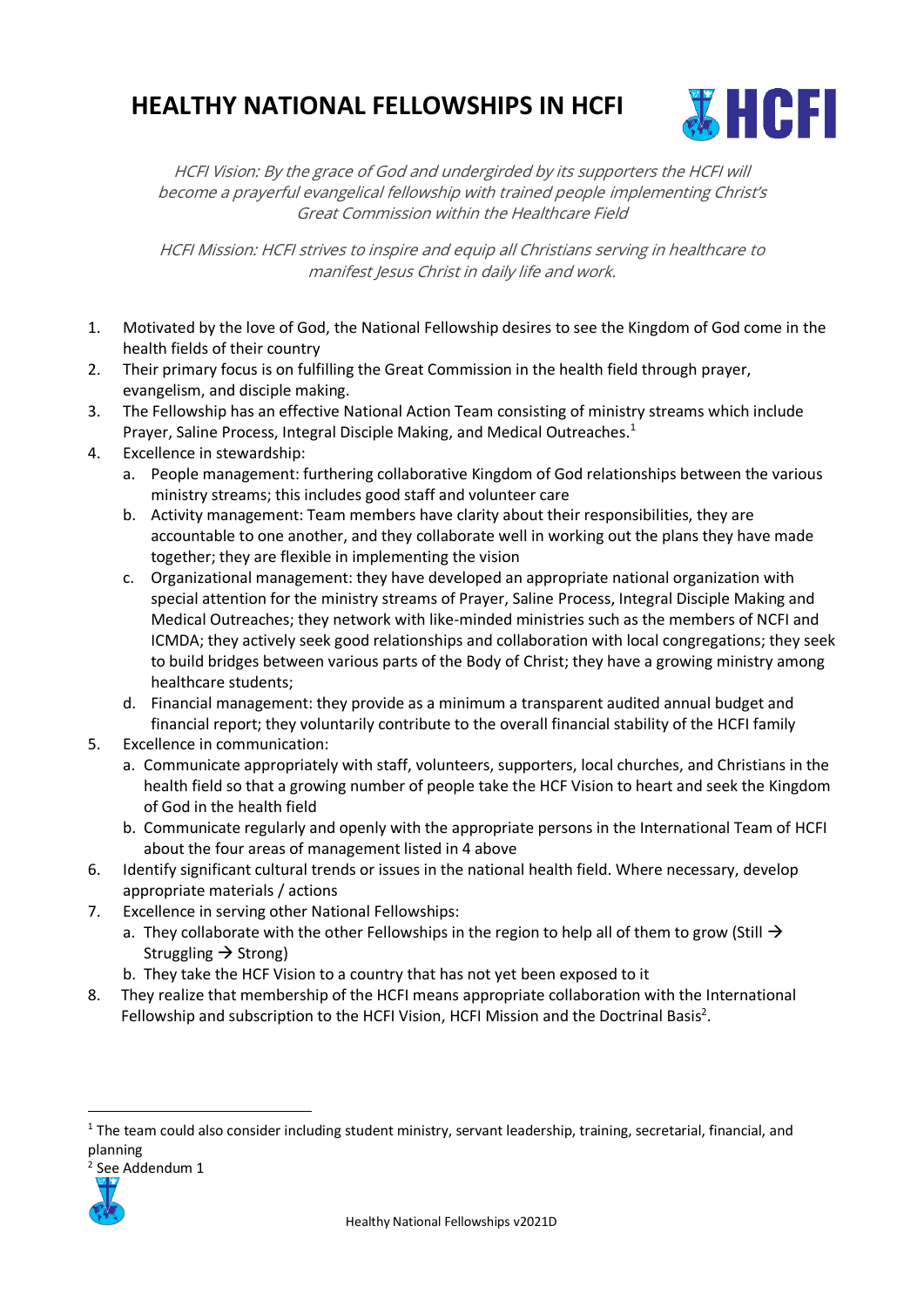# HEALTHY NATIONAL FELLOWSHIPS IN HCFI

*HCFI Vision: By the grace of God and undergirded by its supporters the HCFI will become a prayerful evangelical fellowship with trained people implementing Christ's Great Commission within the Healthcare Field*

*HCFI Mission: HCFI strives to inspire and equip all Christians serving in healthcare to manifest Jesus Christ in daily life and work.*

1. Motivated by the love of God, the National Fellowship desires to see the Kingdom of God come in the health fields of their country
2. Their primary focus is on fulfilling the Great Commission in the health field through prayer, evangelism, and disciple making.
3. The Fellowship has an effective National Action Team consisting of ministry streams which include Prayer, Saline Process, Integral Disciple Making, and Medical Outreaches.[1]
4. Excellence in stewardship:
   a. People management: furthering collaborative Kingdom of God relationships between the various ministry streams; this includes good staff and volunteer care
   b. Activity management: Team members have clarity about their responsibilities, they are accountable to one another, and they collaborate well in working out the plans they have made together; they are flexible in implementing the vision
   c. Organizational management: they have developed an appropriate national organization with special attention for the ministry streams of Prayer, Saline Process, Integral Disciple Making and Medical Outreaches; they network with like-minded ministries such as the members of NCFI and ICMDA; they actively seek good relationships and collaboration with local congregations; they seek to build bridges between various parts of the Body of Christ; they have a growing ministry among healthcare students;
   d. Financial management: they provide as a minimum a transparent audited annual budget and financial report; they voluntarily contribute to the overall financial stability of the HCFI family
5. Excellence in communication:
   a. Communicate appropriately with staff, volunteers, supporters, local churches, and Christians in the health field so that a growing number of people take the HCF Vision to heart and seek the Kingdom of God in the health field
   b. Communicate regularly and openly with the appropriate persons in the International Team of HCFI about the four areas of management listed in 4 above
6. Identify significant cultural trends or issues in the national health field. Where necessary, develop appropriate materials / actions
7. Excellence in serving other National Fellowships:
   a. They collaborate with the other Fellowships in the region to help all of them to grow (Still → Struggling → Strong)
   b. They take the HCF Vision to a country that has not yet been exposed to it
8. They realize that membership of the HCFI means appropriate collaboration with the International Fellowship and subscription to the HCFI Vision, HCFI Mission and the Doctrinal Basis[2].

---

[1] The team could also consider including student ministry, servant leadership, training, secretarial, financial, and planning

[2] See Addendum 1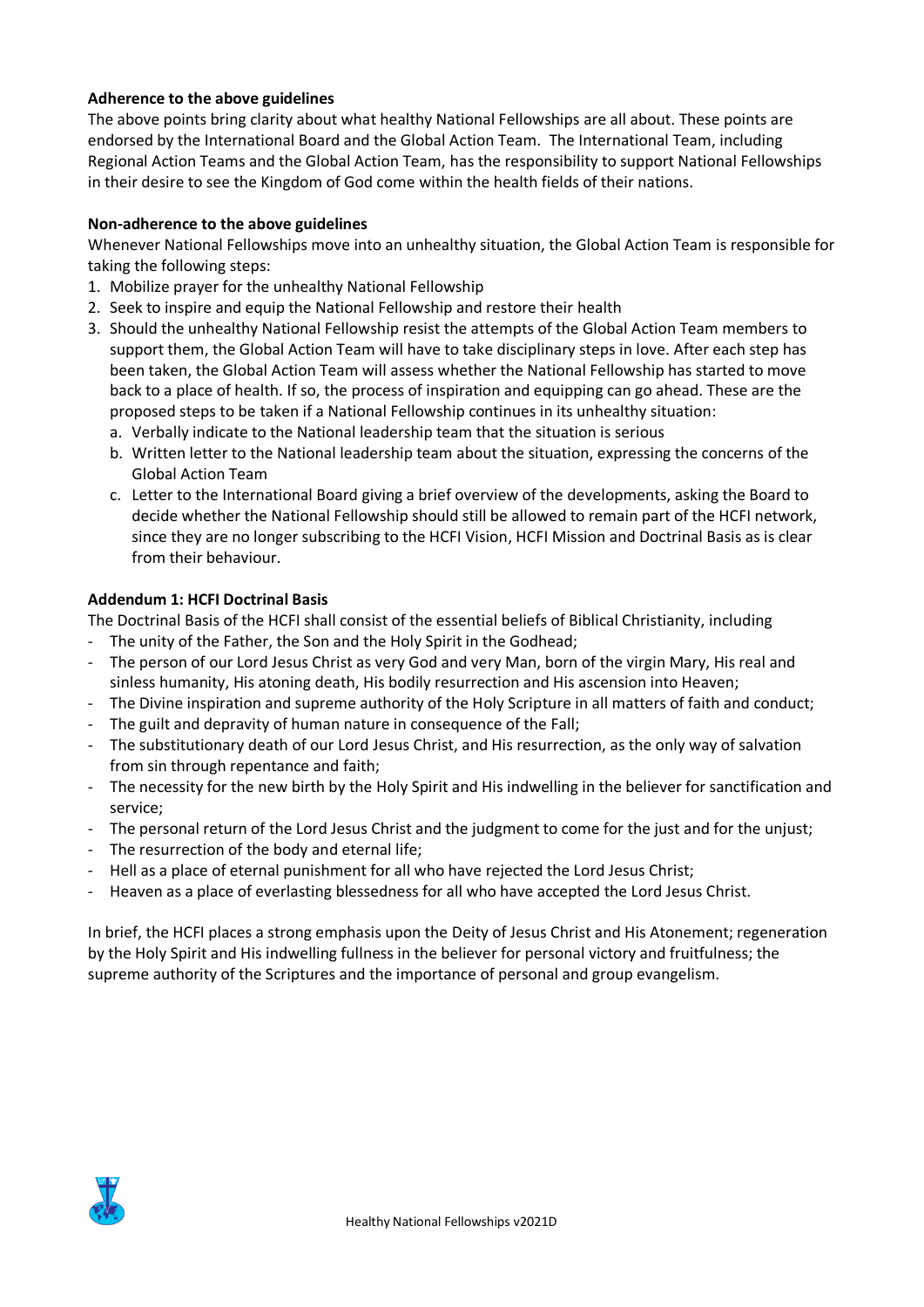**Adherence to the above guidelines**

The above points bring clarity about what healthy National Fellowships are all about. These points are endorsed by the International Board and the Global Action Team. The International Team, including Regional Action Teams and the Global Action Team, has the responsibility to support National Fellowships in their desire to see the Kingdom of God come within the health fields of their nations.

**Non-adherence to the above guidelines**

Whenever National Fellowships move into an unhealthy situation, the Global Action Team is responsible for taking the following steps:

1. Mobilize prayer for the unhealthy National Fellowship
2. Seek to inspire and equip the National Fellowship and restore their health
3. Should the unhealthy National Fellowship resist the attempts of the Global Action Team members to support them, the Global Action Team will have to take disciplinary steps in love. After each step has been taken, the Global Action Team will assess whether the National Fellowship has started to move back to a place of health. If so, the process of inspiration and equipping can go ahead. These are the proposed steps to be taken if a National Fellowship continues in its unhealthy situation:
   a. Verbally indicate to the National leadership team that the situation is serious
   b. Written letter to the National leadership team about the situation, expressing the concerns of the Global Action Team
   c. Letter to the International Board giving a brief overview of the developments, asking the Board to decide whether the National Fellowship should still be allowed to remain part of the HCFI network, since they are no longer subscribing to the HCFI Vision, HCFI Mission and Doctrinal Basis as is clear from their behaviour.

**Addendum 1: HCFI Doctrinal Basis**

The Doctrinal Basis of the HCFI shall consist of the essential beliefs of Biblical Christianity, including

- The unity of the Father, the Son and the Holy Spirit in the Godhead;
- The person of our Lord Jesus Christ as very God and very Man, born of the virgin Mary, His real and sinless humanity, His atoning death, His bodily resurrection and His ascension into Heaven;
- The Divine inspiration and supreme authority of the Holy Scripture in all matters of faith and conduct;
- The guilt and depravity of human nature in consequence of the Fall;
- The substitutionary death of our Lord Jesus Christ, and His resurrection, as the only way of salvation from sin through repentance and faith;
- The necessity for the new birth by the Holy Spirit and His indwelling in the believer for sanctification and service;
- The personal return of the Lord Jesus Christ and the judgment to come for the just and for the unjust;
- The resurrection of the body and eternal life;
- Hell as a place of eternal punishment for all who have rejected the Lord Jesus Christ;
- Heaven as a place of everlasting blessedness for all who have accepted the Lord Jesus Christ.

In brief, the HCFI places a strong emphasis upon the Deity of Jesus Christ and His Atonement; regeneration by the Holy Spirit and His indwelling fullness in the believer for personal victory and fruitfulness; the supreme authority of the Scriptures and the importance of personal and group evangelism.